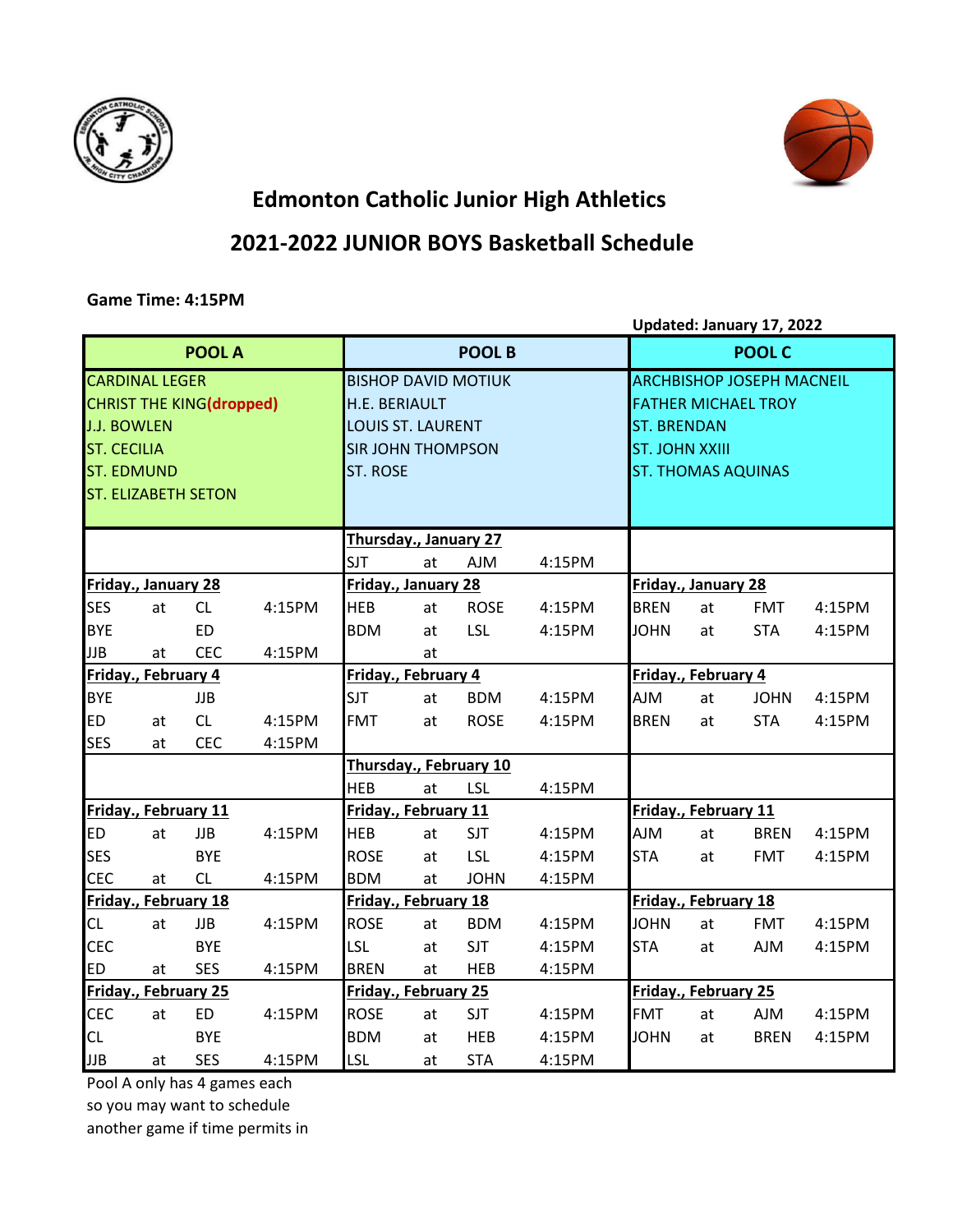# Edmonton Catholic Junior High Athletics

## 2021-2022 JUNIOR BOYS Basketball Schedule

**Game Time: 4:15PM**

**Updated: January 17, 2022**

| POOL A | | | | POOL B | | | | POOL C | | | |
|---|---|---|---|---|---|---|---|---|---|---|---|
| CARDINAL LEGER | | | | BISHOP DAVID MOTIUK | | | | ARCHBISHOP JOSEPH MACNEIL | | | |
| CHRIST THE KING(dropped) | | | | H.E. BERIAULT | | | | FATHER MICHAEL TROY | | | |
| J.J. BOWLEN | | | | LOUIS ST. LAURENT | | | | ST. BRENDAN | | | |
| ST. CECILIA | | | | SIR JOHN THOMPSON | | | | ST. JOHN XXIII | | | |
| ST. EDMUND | | | | ST. ROSE | | | | ST. THOMAS AQUINAS | | | |
| ST. ELIZABETH SETON | | | | | | | | | | | |
| | | | | **Thursday., January 27** | | | | | | | |
| | | | | SJT | at | AJM | 4:15PM | | | | |
| **Friday., January 28** | | | | **Friday., January 28** | | | | **Friday., January 28** | | | |
| SES | at | CL | 4:15PM | HEB | at | ROSE | 4:15PM | BREN | at | FMT | 4:15PM |
| BYE | | ED | | BDM | at | LSL | 4:15PM | JOHN | at | STA | 4:15PM |
| JJB | at | CEC | 4:15PM | | at | | | | | | |
| **Friday., February 4** | | | | **Friday., February 4** | | | | **Friday., February 4** | | | |
| BYE | | JJB | | SJT | at | BDM | 4:15PM | AJM | at | JOHN | 4:15PM |
| ED | at | CL | 4:15PM | FMT | at | ROSE | 4:15PM | BREN | at | STA | 4:15PM |
| SES | at | CEC | 4:15PM | | | | | | | | |
| | | | | **Thursday., February 10** | | | | | | | |
| | | | | HEB | at | LSL | 4:15PM | | | | |
| **Friday., February 11** | | | | **Friday., February 11** | | | | **Friday., February 11** | | | |
| ED | at | JJB | 4:15PM | HEB | at | SJT | 4:15PM | AJM | at | BREN | 4:15PM |
| SES | | BYE | | ROSE | at | LSL | 4:15PM | STA | at | FMT | 4:15PM |
| CEC | at | CL | 4:15PM | BDM | at | JOHN | 4:15PM | | | | |
| **Friday., February 18** | | | | **Friday., February 18** | | | | **Friday., February 18** | | | |
| CL | at | JJB | 4:15PM | ROSE | at | BDM | 4:15PM | JOHN | at | FMT | 4:15PM |
| CEC | | BYE | | LSL | at | SJT | 4:15PM | STA | at | AJM | 4:15PM |
| ED | at | SES | 4:15PM | BREN | at | HEB | 4:15PM | | | | |
| **Friday., February 25** | | | | **Friday., February 25** | | | | **Friday., February 25** | | | |
| CEC | at | ED | 4:15PM | ROSE | at | SJT | 4:15PM | FMT | at | AJM | 4:15PM |
| CL | | BYE | | BDM | at | HEB | 4:15PM | JOHN | at | BREN | 4:15PM |
| JJB | at | SES | 4:15PM | LSL | at | STA | 4:15PM | | | | |

Pool A only has 4 games each so you may want to schedule another game if time permits in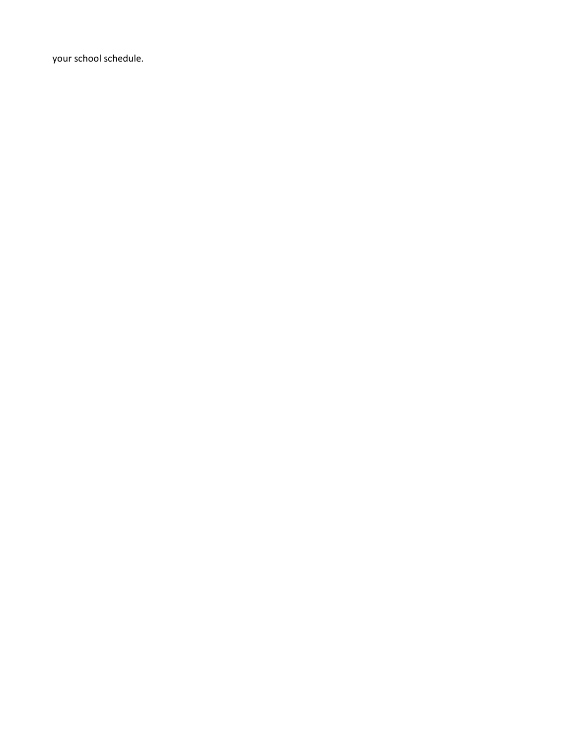your school schedule.